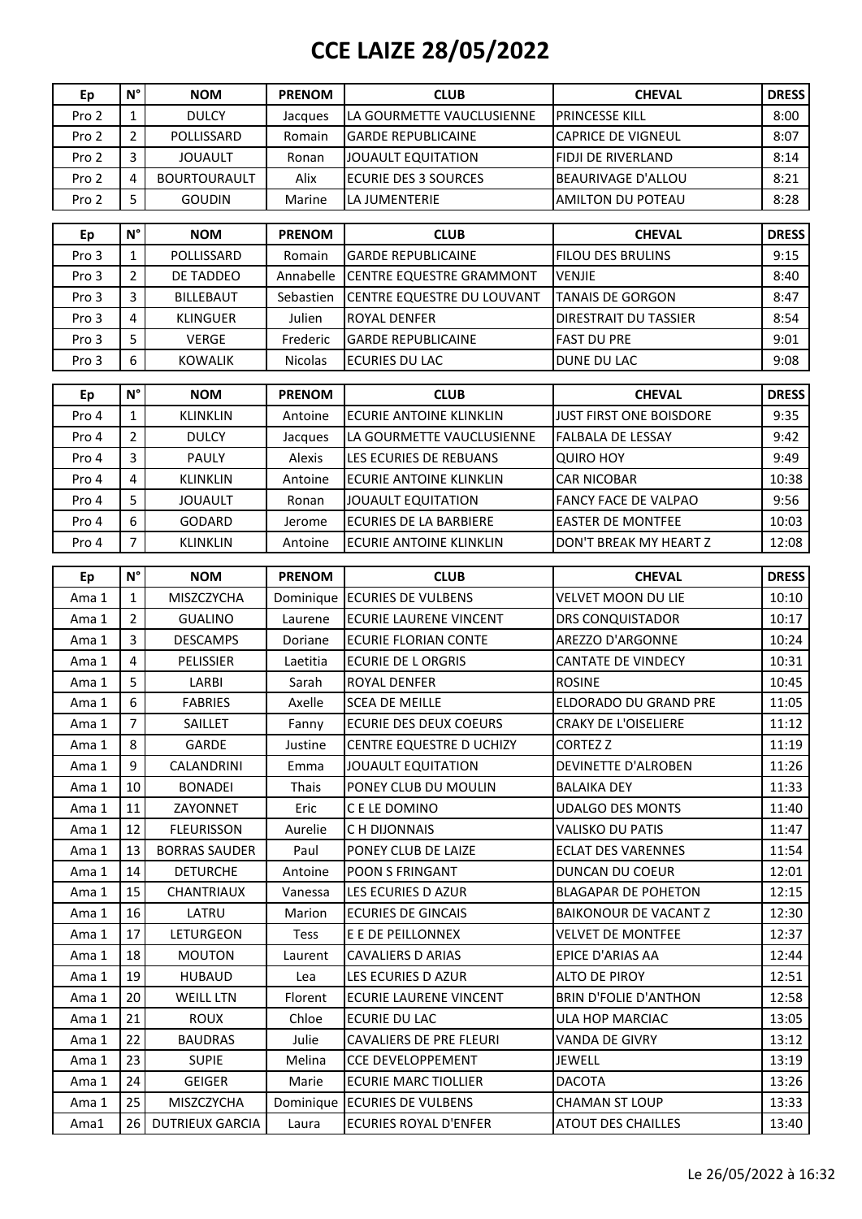# CCE LAIZE 28/05/2022

| Ep | N° | NOM | PRENOM | CLUB | CHEVAL | DRESS |
|---|---|---|---|---|---|---|
| Pro 2 | 1 | DULCY | Jacques | LA GOURMETTE VAUCLUSIENNE | PRINCESSE KILL | 8:00 |
| Pro 2 | 2 | POLLISSARD | Romain | GARDE REPUBLICAINE | CAPRICE DE VIGNEUL | 8:07 |
| Pro 2 | 3 | JOUAULT | Ronan | JOUAULT EQUITATION | FIDJI DE RIVERLAND | 8:14 |
| Pro 2 | 4 | BOURTOURAULT | Alix | ECURIE DES 3 SOURCES | BEAURIVAGE D'ALLOU | 8:21 |
| Pro 2 | 5 | GOUDIN | Marine | LA JUMENTERIE | AMILTON DU POTEAU | 8:28 |

| Ep | N° | NOM | PRENOM | CLUB | CHEVAL | DRESS |
|---|---|---|---|---|---|---|
| Pro 3 | 1 | POLLISSARD | Romain | GARDE REPUBLICAINE | FILOU DES BRULINS | 9:15 |
| Pro 3 | 2 | DE TADDEO | Annabelle | CENTRE EQUESTRE GRAMMONT | VENJIE | 8:40 |
| Pro 3 | 3 | BILLEBAUT | Sebastien | CENTRE EQUESTRE DU LOUVANT | TANAIS DE GORGON | 8:47 |
| Pro 3 | 4 | KLINGUER | Julien | ROYAL DENFER | DIRESTRAIT DU TASSIER | 8:54 |
| Pro 3 | 5 | VERGE | Frederic | GARDE REPUBLICAINE | FAST DU PRE | 9:01 |
| Pro 3 | 6 | KOWALIK | Nicolas | ECURIES DU LAC | DUNE DU LAC | 9:08 |

| Ep | N° | NOM | PRENOM | CLUB | CHEVAL | DRESS |
|---|---|---|---|---|---|---|
| Pro 4 | 1 | KLINKLIN | Antoine | ECURIE ANTOINE KLINKLIN | JUST FIRST ONE BOISDORE | 9:35 |
| Pro 4 | 2 | DULCY | Jacques | LA GOURMETTE VAUCLUSIENNE | FALBALA DE LESSAY | 9:42 |
| Pro 4 | 3 | PAULY | Alexis | LES ECURIES DE REBUANS | QUIRO HOY | 9:49 |
| Pro 4 | 4 | KLINKLIN | Antoine | ECURIE ANTOINE KLINKLIN | CAR NICOBAR | 10:38 |
| Pro 4 | 5 | JOUAULT | Ronan | JOUAULT EQUITATION | FANCY FACE DE VALPAO | 9:56 |
| Pro 4 | 6 | GODARD | Jerome | ECURIES DE LA BARBIERE | EASTER DE MONTFEE | 10:03 |
| Pro 4 | 7 | KLINKLIN | Antoine | ECURIE ANTOINE KLINKLIN | DON'T BREAK MY HEART Z | 12:08 |

| Ep | N° | NOM | PRENOM | CLUB | CHEVAL | DRESS |
|---|---|---|---|---|---|---|
| Ama 1 | 1 | MISZCZYCHA | Dominique | ECURIES DE VULBENS | VELVET MOON DU LIE | 10:10 |
| Ama 1 | 2 | GUALINO | Laurene | ECURIE LAURENE VINCENT | DRS CONQUISTADOR | 10:17 |
| Ama 1 | 3 | DESCAMPS | Doriane | ECURIE FLORIAN CONTE | AREZZO D'ARGONNE | 10:24 |
| Ama 1 | 4 | PELISSIER | Laetitia | ECURIE DE L ORGRIS | CANTATE DE VINDECY | 10:31 |
| Ama 1 | 5 | LARBI | Sarah | ROYAL DENFER | ROSINE | 10:45 |
| Ama 1 | 6 | FABRIES | Axelle | SCEA DE MEILLE | ELDORADO DU GRAND PRE | 11:05 |
| Ama 1 | 7 | SAILLET | Fanny | ECURIE DES DEUX COEURS | CRAKY DE L'OISELIERE | 11:12 |
| Ama 1 | 8 | GARDE | Justine | CENTRE EQUESTRE D UCHIZY | CORTEZ Z | 11:19 |
| Ama 1 | 9 | CALANDRINI | Emma | JOUAULT EQUITATION | DEVINETTE D'ALROBEN | 11:26 |
| Ama 1 | 10 | BONADEI | Thais | PONEY CLUB DU MOULIN | BALAIKA DEY | 11:33 |
| Ama 1 | 11 | ZAYONNET | Eric | C E LE DOMINO | UDALGO DES MONTS | 11:40 |
| Ama 1 | 12 | FLEURISSON | Aurelie | C H DIJONNAIS | VALISKO DU PATIS | 11:47 |
| Ama 1 | 13 | BORRAS SAUDER | Paul | PONEY CLUB DE LAIZE | ECLAT DES VARENNES | 11:54 |
| Ama 1 | 14 | DETURCHE | Antoine | POON S FRINGANT | DUNCAN DU COEUR | 12:01 |
| Ama 1 | 15 | CHANTRIAUX | Vanessa | LES ECURIES D AZUR | BLAGAPAR DE POHETON | 12:15 |
| Ama 1 | 16 | LATRU | Marion | ECURIES DE GINCAIS | BAIKONOUR DE VACANT Z | 12:30 |
| Ama 1 | 17 | LETURGEON | Tess | E E DE PEILLONNEX | VELVET DE MONTFEE | 12:37 |
| Ama 1 | 18 | MOUTON | Laurent | CAVALIERS D ARIAS | EPICE D'ARIAS AA | 12:44 |
| Ama 1 | 19 | HUBAUD | Lea | LES ECURIES D AZUR | ALTO DE PIROY | 12:51 |
| Ama 1 | 20 | WEILL LTN | Florent | ECURIE LAURENE VINCENT | BRIN D'FOLIE D'ANTHON | 12:58 |
| Ama 1 | 21 | ROUX | Chloe | ECURIE DU LAC | ULA HOP MARCIAC | 13:05 |
| Ama 1 | 22 | BAUDRAS | Julie | CAVALIERS DE PRE FLEURI | VANDA DE GIVRY | 13:12 |
| Ama 1 | 23 | SUPIE | Melina | CCE DEVELOPPEMENT | JEWELL | 13:19 |
| Ama 1 | 24 | GEIGER | Marie | ECURIE MARC TIOLLIER | DACOTA | 13:26 |
| Ama 1 | 25 | MISZCZYCHA | Dominique | ECURIES DE VULBENS | CHAMAN ST LOUP | 13:33 |
| Ama1 | 26 | DUTRIEUX GARCIA | Laura | ECURIES ROYAL D'ENFER | ATOUT DES CHAILLES | 13:40 |

Le 26/05/2022 à 16:32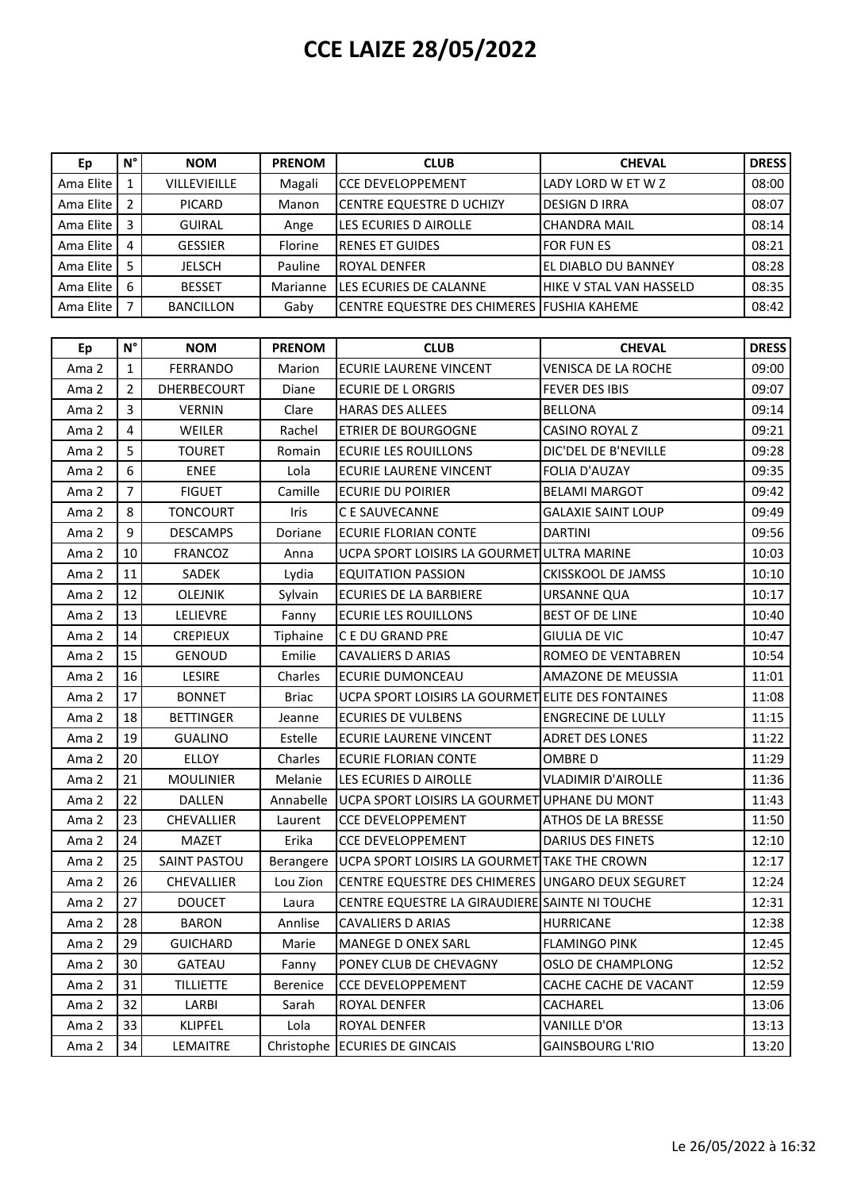# CCE LAIZE 28/05/2022

| Ep | N° | NOM | PRENOM | CLUB | CHEVAL | DRESS |
|---|---|---|---|---|---|---|
| Ama Elite | 1 | VILLEVIEILLE | Magali | CCE DEVELOPPEMENT | LADY LORD W ET W Z | 08:00 |
| Ama Elite | 2 | PICARD | Manon | CENTRE EQUESTRE D UCHIZY | DESIGN D IRRA | 08:07 |
| Ama Elite | 3 | GUIRAL | Ange | LES ECURIES D AIROLLE | CHANDRA MAIL | 08:14 |
| Ama Elite | 4 | GESSIER | Florine | RENES ET GUIDES | FOR FUN ES | 08:21 |
| Ama Elite | 5 | JELSCH | Pauline | ROYAL DENFER | EL DIABLO DU BANNEY | 08:28 |
| Ama Elite | 6 | BESSET | Marianne | LES ECURIES DE CALANNE | HIKE V STAL VAN HASSELD | 08:35 |
| Ama Elite | 7 | BANCILLON | Gaby | CENTRE EQUESTRE DES CHIMERES | FUSHIA KAHEME | 08:42 |

| Ep | N° | NOM | PRENOM | CLUB | CHEVAL | DRESS |
|---|---|---|---|---|---|---|
| Ama 2 | 1 | FERRANDO | Marion | ECURIE LAURENE VINCENT | VENISCA DE LA ROCHE | 09:00 |
| Ama 2 | 2 | DHERBECOURT | Diane | ECURIE DE L ORGRIS | FEVER DES IBIS | 09:07 |
| Ama 2 | 3 | VERNIN | Clare | HARAS DES ALLEES | BELLONA | 09:14 |
| Ama 2 | 4 | WEILER | Rachel | ETRIER DE BOURGOGNE | CASINO ROYAL Z | 09:21 |
| Ama 2 | 5 | TOURET | Romain | ECURIE LES ROUILLONS | DIC'DEL DE B'NEVILLE | 09:28 |
| Ama 2 | 6 | ENEE | Lola | ECURIE LAURENE VINCENT | FOLIA D'AUZAY | 09:35 |
| Ama 2 | 7 | FIGUET | Camille | ECURIE DU POIRIER | BELAMI MARGOT | 09:42 |
| Ama 2 | 8 | TONCOURT | Iris | C E SAUVECANNE | GALAXIE SAINT LOUP | 09:49 |
| Ama 2 | 9 | DESCAMPS | Doriane | ECURIE FLORIAN CONTE | DARTINI | 09:56 |
| Ama 2 | 10 | FRANCOZ | Anna | UCPA SPORT LOISIRS LA GOURMET | ULTRA MARINE | 10:03 |
| Ama 2 | 11 | SADEK | Lydia | EQUITATION PASSION | CKISSKOOL DE JAMSS | 10:10 |
| Ama 2 | 12 | OLEJNIK | Sylvain | ECURIES DE LA BARBIERE | URSANNE QUA | 10:17 |
| Ama 2 | 13 | LELIEVRE | Fanny | ECURIE LES ROUILLONS | BEST OF DE LINE | 10:40 |
| Ama 2 | 14 | CREPIEUX | Tiphaine | C E DU GRAND PRE | GIULIA DE VIC | 10:47 |
| Ama 2 | 15 | GENOUD | Emilie | CAVALIERS D ARIAS | ROMEO DE VENTABREN | 10:54 |
| Ama 2 | 16 | LESIRE | Charles | ECURIE DUMONCEAU | AMAZONE DE MEUSSIA | 11:01 |
| Ama 2 | 17 | BONNET | Briac | UCPA SPORT LOISIRS LA GOURMET | ELITE DES FONTAINES | 11:08 |
| Ama 2 | 18 | BETTINGER | Jeanne | ECURIES DE VULBENS | ENGRECINE DE LULLY | 11:15 |
| Ama 2 | 19 | GUALINO | Estelle | ECURIE LAURENE VINCENT | ADRET DES LONES | 11:22 |
| Ama 2 | 20 | ELLOY | Charles | ECURIE FLORIAN CONTE | OMBRE D | 11:29 |
| Ama 2 | 21 | MOULINIER | Melanie | LES ECURIES D AIROLLE | VLADIMIR D'AIROLLE | 11:36 |
| Ama 2 | 22 | DALLEN | Annabelle | UCPA SPORT LOISIRS LA GOURMET | UPHANE DU MONT | 11:43 |
| Ama 2 | 23 | CHEVALLIER | Laurent | CCE DEVELOPPEMENT | ATHOS DE LA BRESSE | 11:50 |
| Ama 2 | 24 | MAZET | Erika | CCE DEVELOPPEMENT | DARIUS DES FINETS | 12:10 |
| Ama 2 | 25 | SAINT PASTOU | Berangere | UCPA SPORT LOISIRS LA GOURMET | TAKE THE CROWN | 12:17 |
| Ama 2 | 26 | CHEVALLIER | Lou Zion | CENTRE EQUESTRE DES CHIMERES | UNGARO DEUX SEGURET | 12:24 |
| Ama 2 | 27 | DOUCET | Laura | CENTRE EQUESTRE LA GIRAUDIERE | SAINTE NI TOUCHE | 12:31 |
| Ama 2 | 28 | BARON | Annlise | CAVALIERS D ARIAS | HURRICANE | 12:38 |
| Ama 2 | 29 | GUICHARD | Marie | MANEGE D ONEX SARL | FLAMINGO PINK | 12:45 |
| Ama 2 | 30 | GATEAU | Fanny | PONEY CLUB DE CHEVAGNY | OSLO DE CHAMPLONG | 12:52 |
| Ama 2 | 31 | TILLIETTE | Berenice | CCE DEVELOPPEMENT | CACHE CACHE DE VACANT | 12:59 |
| Ama 2 | 32 | LARBI | Sarah | ROYAL DENFER | CACHAREL | 13:06 |
| Ama 2 | 33 | KLIPFEL | Lola | ROYAL DENFER | VANILLE D'OR | 13:13 |
| Ama 2 | 34 | LEMAITRE | Christophe | ECURIES DE GINCAIS | GAINSBOURG L'RIO | 13:20 |

Le 26/05/2022 à 16:32